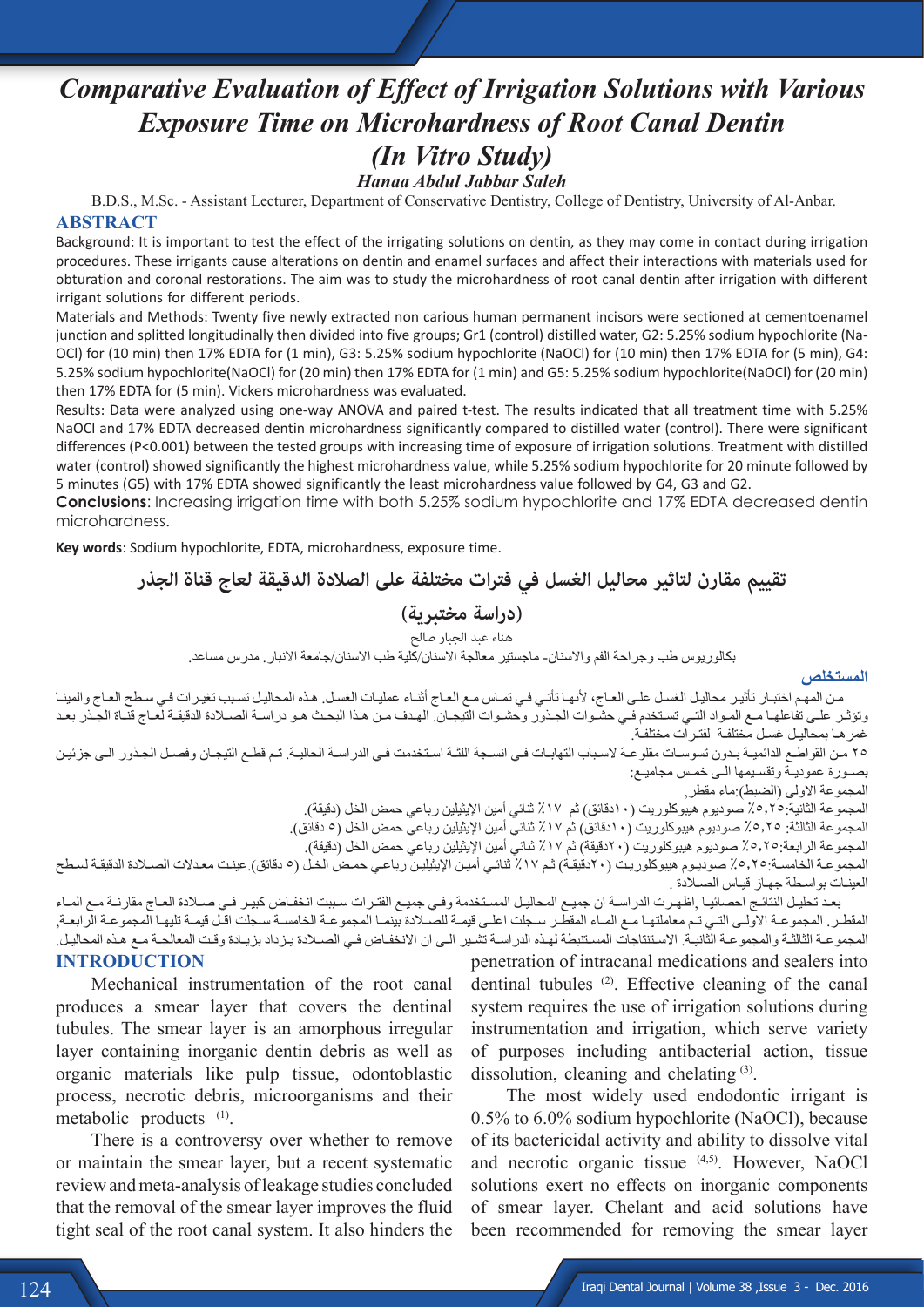# Comparative Evaluation of Effect of Irrigation Solutions with Various Exposure Time on Microhardness of Root Canal Dentin (In Vitro Study)

**Hanaa Abdul Jabbar Saleh**

B.D.S., M.Sc. - Assistant Lecturer, Department of Conservative Dentistry, College of Dentistry, University of Al-Anbar.

## ABSTRACT

Background: It is important to test the effect of the irrigating solutions on dentin, as they may come in contact during irrigation procedures. These irrigants cause alterations on dentin and enamel surfaces and affect their interactions with materials used for obturation and coronal restorations. The aim was to study the microhardness of root canal dentin after irrigation with different irrigant solutions for different periods.

Materials and Methods: Twenty five newly extracted non carious human permanent incisors were sectioned at cementoenamel junction and splitted longitudinally then divided into five groups; Gr1 (control) distilled water, G2: 5.25% sodium hypochlorite (NaOCl) for (10 min) then 17% EDTA for (1 min), G3: 5.25% sodium hypochlorite (NaOCl) for (10 min) then 17% EDTA for (5 min), G4: 5.25% sodium hypochlorite(NaOCl) for (20 min) then 17% EDTA for (1 min) and G5: 5.25% sodium hypochlorite(NaOCl) for (20 min) then 17% EDTA for (5 min). Vickers microhardness was evaluated.

Results: Data were analyzed using one-way ANOVA and paired t-test. The results indicated that all treatment time with 5.25% NaOCl and 17% EDTA decreased dentin microhardness significantly compared to distilled water (control). There were significant differences ($P<0.001$) between the tested groups with increasing time of exposure of irrigation solutions. Treatment with distilled water (control) showed significantly the highest microhardness value, while 5.25% sodium hypochlorite for 20 minute followed by 5 minutes (G5) with 17% EDTA showed significantly the least microhardness value followed by G4, G3 and G2.

**Conclusions**: Increasing irrigation time with both 5.25% sodium hypochlorite and 17% EDTA decreased dentin microhardness.

**Key words**: Sodium hypochlorite, EDTA, microhardness, exposure time.

# تقييم مقارن لتاثير محاليل الغسل في فترات مختلفة على الصلادة الدقيقة لعاج قناة الجذر

## (دراسة مختبرية)

هناء عبد الجبار صالح

بكالوريوس طب وجراحة الفم والاسنان- ماجستير معالجة الاسنان/كلية طب الاسنان/جامعة الانبار. مدرس مساعد.

## المستخلص

من المهم اختبار تأثير محاليل الغسل على العاج، لأنها تأتي في تماس مع العاج أثناء عمليات الغسل. هذه المحاليل تسبب تغيرات في سطح العاج والمينا وتؤثر على تفاعلها مع المواد التي تستخدم في حشوات الجذور وحشوات التيجان. الهدف من هذا البحث هو دراسة الصلادة الدقيقة لعاج قناة الجذر بعد غمرها بمحاليل غسل مختلفة لفترات مختلفة.

٢٥ من القواطع الدائمية بدون تسوسات مقلوعة لاسباب التهابات في انسجة اللثة استخدمت في الدراسة الحالية. تم قطع التيجان وفصل الجذور الى جزئين بصورة عمودية وتقسيمها الى خمس مجاميع:

المجموعة الاولى (الضبط):ماء مقطر.

المجموعة الثانية:٥,٢٥٪ صوديوم هيبوكلوريت (١٠دقائق) ثم ١٧٪ ثنائي أمين الإيثيلين رباعي حمض الخل (دقيقة).

المجموعة الثالثة: ٥,٢٥٪ صوديوم هيبوكلوريت (١٠دقائق) ثم ١٧٪ ثنائي أمين الإيثيلين رباعي حمض الخل (٥ دقائق).

المجموعة الرابعة:٥,٢٥٪ صوديوم هيبوكلوريت (٢٠دقيقة) ثم ١٧٪ ثنائي أمين الإيثيلين رباعي حمض الخل (دقيقة).

المجموعة الخامسة:٥,٢٥٪ صوديوم هيبوكلوريت (٢٠دقيقة) ثم ١٧٪ ثنائي أمين الإيثيلين رباعي حمض الخل (٥ دقائق).عينت معدلات الصلادة الدقيقة لسطح العينات بواسطة جهاز قياس الصلادة.

بعد تحليل النتائج احصائيا ,اظهرت الدراسة ان جميع المحاليل المستخدمة وفي جميع الفترات سببت انخفاض كبير في صلادة العاج مقارنة مع الماء المقطر. المجموعة الاولى التي تم معاملتها مع الماء المقطر سجلت اعلى قيمة للصلادة بينما المجموعة الخامسة سجلت اقل قيمة تليها المجموعة الرابعة, المجموعة الثالثة والمجموعة الثانية. الاستنتاجات المستنبطة لهذه الدراسة تشير الى ان الانخفاض في الصلادة يزداد بزيادة وقت المعالجة مع هذه المحاليل.

## INTRODUCTION

Mechanical instrumentation of the root canal produces a smear layer that covers the dentinal tubules. The smear layer is an amorphous irregular layer containing inorganic dentin debris as well as organic materials like pulp tissue, odontoblastic process, necrotic debris, microorganisms and their metabolic products [1].

There is a controversy over whether to remove or maintain the smear layer, but a recent systematic review and meta-analysis of leakage studies concluded that the removal of the smear layer improves the fluid tight seal of the root canal system. It also hinders the penetration of intracanal medications and sealers into dentinal tubules [2]. Effective cleaning of the canal system requires the use of irrigation solutions during instrumentation and irrigation, which serve variety of purposes including antibacterial action, tissue dissolution, cleaning and chelating [3].

The most widely used endodontic irrigant is 0.5% to 6.0% sodium hypochlorite (NaOCl), because of its bactericidal activity and ability to dissolve vital and necrotic organic tissue [4,5]. However, NaOCl solutions exert no effects on inorganic components of smear layer. Chelant and acid solutions have been recommended for removing the smear layer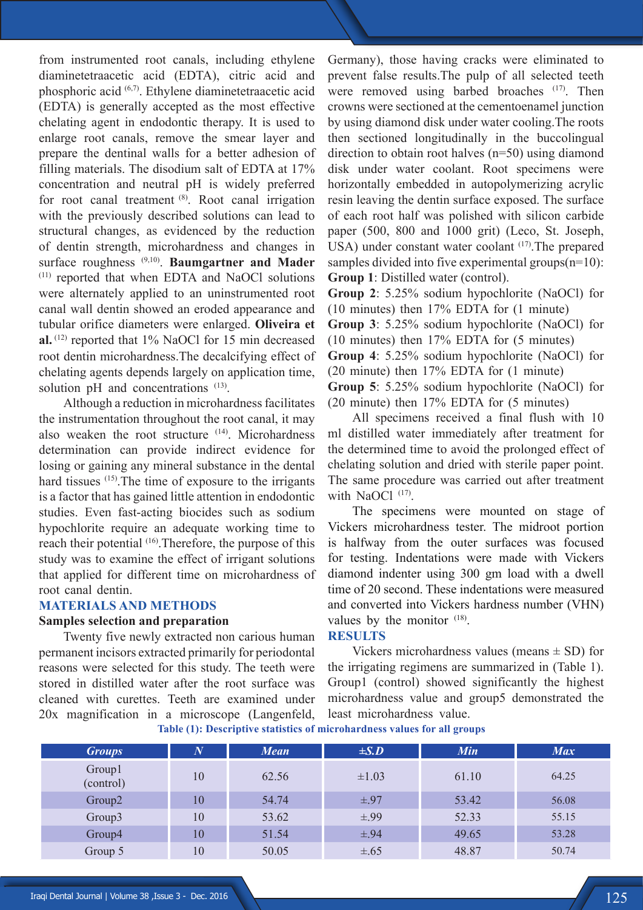from instrumented root canals, including ethylene diaminetetraacetic acid (EDTA), citric acid and phosphoric acid [6,7]. Ethylene diaminetetraacetic acid (EDTA) is generally accepted as the most effective chelating agent in endodontic therapy. It is used to enlarge root canals, remove the smear layer and prepare the dentinal walls for a better adhesion of filling materials. The disodium salt of EDTA at 17% concentration and neutral pH is widely preferred for root canal treatment [8]. Root canal irrigation with the previously described solutions can lead to structural changes, as evidenced by the reduction of dentin strength, microhardness and changes in surface roughness [9,10]. **Baumgartner and Mader** [11] reported that when EDTA and NaOCl solutions were alternately applied to an uninstrumented root canal wall dentin showed an eroded appearance and tubular orifice diameters were enlarged. **Oliveira et al.** [12] reported that 1% NaOCl for 15 min decreased root dentin microhardness.The decalcifying effect of chelating agents depends largely on application time, solution pH and concentrations [13].

Although a reduction in microhardness facilitates the instrumentation throughout the root canal, it may also weaken the root structure [14]. Microhardness determination can provide indirect evidence for losing or gaining any mineral substance in the dental hard tissues [15].The time of exposure to the irrigants is a factor that has gained little attention in endodontic studies. Even fast-acting biocides such as sodium hypochlorite require an adequate working time to reach their potential [16].Therefore, the purpose of this study was to examine the effect of irrigant solutions that applied for different time on microhardness of root canal dentin.

## MATERIALS AND METHODS

### Samples selection and preparation

Twenty five newly extracted non carious human permanent incisors extracted primarily for periodontal reasons were selected for this study. The teeth were stored in distilled water after the root surface was cleaned with curettes. Teeth are examined under 20x magnification in a microscope (Langenfeld, Germany), those having cracks were eliminated to prevent false results.The pulp of all selected teeth were removed using barbed broaches [17]. Then crowns were sectioned at the cementoenamel junction by using diamond disk under water cooling.The roots then sectioned longitudinally in the buccolingual direction to obtain root halves (n=50) using diamond disk under water coolant. Root specimens were horizontally embedded in autopolymerizing acrylic resin leaving the dentin surface exposed. The surface of each root half was polished with silicon carbide paper (500, 800 and 1000 grit) (Leco, St. Joseph, USA) under constant water coolant [17].The prepared samples divided into five experimental groups(n=10):

**Group 1**: Distilled water (control).

**Group 2**: 5.25% sodium hypochlorite (NaOCl) for (10 minutes) then 17% EDTA for (1 minute)

**Group 3**: 5.25% sodium hypochlorite (NaOCl) for (10 minutes) then 17% EDTA for (5 minutes)

**Group 4**: 5.25% sodium hypochlorite (NaOCl) for (20 minute) then 17% EDTA for (1 minute)

**Group 5**: 5.25% sodium hypochlorite (NaOCl) for (20 minute) then 17% EDTA for (5 minutes)

All specimens received a final flush with 10 ml distilled water immediately after treatment for the determined time to avoid the prolonged effect of chelating solution and dried with sterile paper point. The same procedure was carried out after treatment with NaOCl [17].

The specimens were mounted on stage of Vickers microhardness tester. The midroot portion is halfway from the outer surfaces was focused for testing. Indentations were made with Vickers diamond indenter using 300 gm load with a dwell time of 20 second. These indentations were measured and converted into Vickers hardness number (VHN) values by the monitor [18].

## RESULTS

Vickers microhardness values (means ± SD) for the irrigating regimens are summarized in (Table 1). Group1 (control) showed significantly the highest microhardness value and group5 demonstrated the least microhardness value.

**Table (1): Descriptive statistics of microhardness values for all groups**

| Groups | N | Mean | ±S.D | Min | Max |
|---|---|---|---|---|---|
| Group1 (control) | 10 | 62.56 | ±1.03 | 61.10 | 64.25 |
| Group2 | 10 | 54.74 | ±.97 | 53.42 | 56.08 |
| Group3 | 10 | 53.62 | ±.99 | 52.33 | 55.15 |
| Group4 | 10 | 51.54 | ±.94 | 49.65 | 53.28 |
| Group 5 | 10 | 50.05 | ±.65 | 48.87 | 50.74 |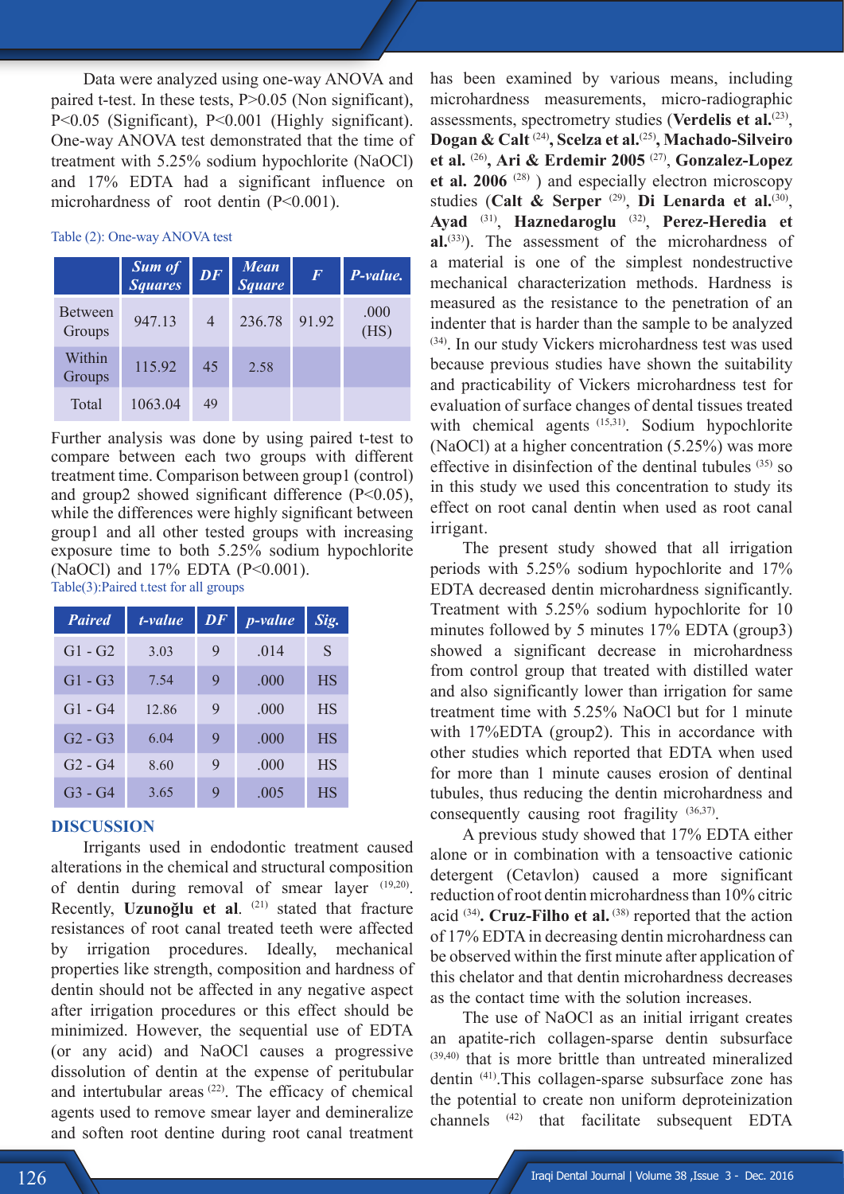Data were analyzed using one-way ANOVA and paired t-test. In these tests, P>0.05 (Non significant), P<0.05 (Significant), P<0.001 (Highly significant). One-way ANOVA test demonstrated that the time of treatment with 5.25% sodium hypochlorite (NaOCl) and 17% EDTA had a significant influence on microhardness of root dentin (P<0.001).

Table (2): One-way ANOVA test

| | *Sum of Squares* | *DF* | *Mean Square* | *F* | *P-value.* |
|---|---|---|---|---|---|
| Between Groups | 947.13 | 4 | 236.78 | 91.92 | .000 (HS) |
| Within Groups | 115.92 | 45 | 2.58 | | |
| Total | 1063.04 | 49 | | | |

Further analysis was done by using paired t-test to compare between each two groups with different treatment time. Comparison between group1 (control) and group2 showed significant difference (P<0.05), while the differences were highly significant between group1 and all other tested groups with increasing exposure time to both 5.25% sodium hypochlorite (NaOCl) and 17% EDTA (P<0.001).

Table(3):Paired t.test for all groups

| *Paired* | *t-value* | *DF* | *p-value* | *Sig.* |
|---|---|---|---|---|
| G1 - G2 | 3.03 | 9 | .014 | S |
| G1 - G3 | 7.54 | 9 | .000 | HS |
| G1 - G4 | 12.86 | 9 | .000 | HS |
| G2 - G3 | 6.04 | 9 | .000 | HS |
| G2 - G4 | 8.60 | 9 | .000 | HS |
| G3 - G4 | 3.65 | 9 | .005 | HS |

## DISCUSSION

Irrigants used in endodontic treatment caused alterations in the chemical and structural composition of dentin during removal of smear layer [19,20]. Recently, **Uzunoğlu et al**. [21] stated that fracture resistances of root canal treated teeth were affected by irrigation procedures. Ideally, mechanical properties like strength, composition and hardness of dentin should not be affected in any negative aspect after irrigation procedures or this effect should be minimized. However, the sequential use of EDTA (or any acid) and NaOCl causes a progressive dissolution of dentin at the expense of peritubular and intertubular areas [22]. The efficacy of chemical agents used to remove smear layer and demineralize and soften root dentine during root canal treatment has been examined by various means, including microhardness measurements, micro-radiographic assessments, spectrometry studies (**Verdelis et al.**[23], **Dogan & Calt** [24]**, Scelza et al.**[25]**, Machado-Silveiro et al.** [26]**, Ari & Erdemir 2005** [27]**, Gonzalez-Lopez et al. 2006** [28] ) and especially electron microscopy studies (**Calt & Serper** [29]**, Di Lenarda et al.**[30]**, Ayad** [31]**, Haznedaroglu** [32]**, Perez-Heredia et al.**[33]). The assessment of the microhardness of a material is one of the simplest nondestructive mechanical characterization methods. Hardness is measured as the resistance to the penetration of an indenter that is harder than the sample to be analyzed [34]. In our study Vickers microhardness test was used because previous studies have shown the suitability and practicability of Vickers microhardness test for evaluation of surface changes of dental tissues treated with chemical agents [15,31]. Sodium hypochlorite (NaOCl) at a higher concentration (5.25%) was more effective in disinfection of the dentinal tubules [35] so in this study we used this concentration to study its effect on root canal dentin when used as root canal irrigant.

The present study showed that all irrigation periods with 5.25% sodium hypochlorite and 17% EDTA decreased dentin microhardness significantly. Treatment with 5.25% sodium hypochlorite for 10 minutes followed by 5 minutes 17% EDTA (group3) showed a significant decrease in microhardness from control group that treated with distilled water and also significantly lower than irrigation for same treatment time with 5.25% NaOCl but for 1 minute with 17%EDTA (group2). This in accordance with other studies which reported that EDTA when used for more than 1 minute causes erosion of dentinal tubules, thus reducing the dentin microhardness and consequently causing root fragility [36,37].

A previous study showed that 17% EDTA either alone or in combination with a tensoactive cationic detergent (Cetavlon) caused a more significant reduction of root dentin microhardness than 10% citric acid [34]**. Cruz-Filho et al.** [38] reported that the action of 17% EDTA in decreasing dentin microhardness can be observed within the first minute after application of this chelator and that dentin microhardness decreases as the contact time with the solution increases.

The use of NaOCl as an initial irrigant creates an apatite-rich collagen-sparse dentin subsurface [39,40] that is more brittle than untreated mineralized dentin [41].This collagen-sparse subsurface zone has the potential to create non uniform deproteinization channels [42] that facilitate subsequent EDTA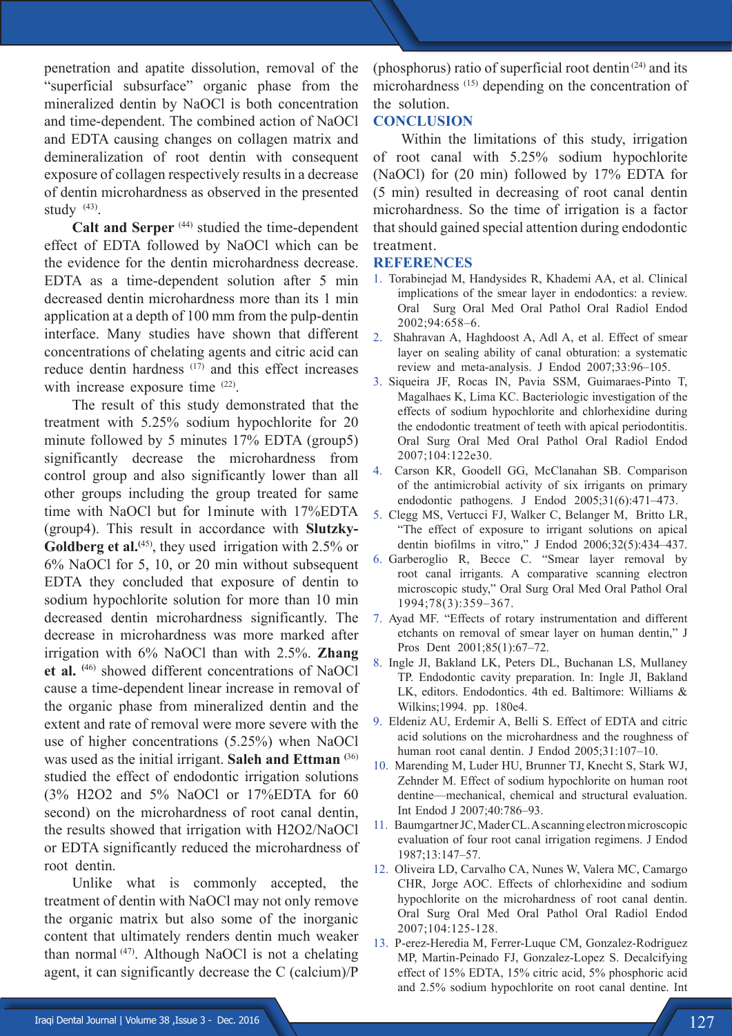penetration and apatite dissolution, removal of the "superficial subsurface" organic phase from the mineralized dentin by NaOCl is both concentration and time-dependent. The combined action of NaOCl and EDTA causing changes on collagen matrix and demineralization of root dentin with consequent exposure of collagen respectively results in a decrease of dentin microhardness as observed in the presented study [43].

**Calt and Serper** [44] studied the time-dependent effect of EDTA followed by NaOCl which can be the evidence for the dentin microhardness decrease. EDTA as a time-dependent solution after 5 min decreased dentin microhardness more than its 1 min application at a depth of 100 mm from the pulp-dentin interface. Many studies have shown that different concentrations of chelating agents and citric acid can reduce dentin hardness [17] and this effect increases with increase exposure time [22].

The result of this study demonstrated that the treatment with 5.25% sodium hypochlorite for 20 minute followed by 5 minutes 17% EDTA (group5) significantly decrease the microhardness from control group and also significantly lower than all other groups including the group treated for same time with NaOCl but for 1minute with 17%EDTA (group4). This result in accordance with **Slutzky-Goldberg et al.**[45], they used irrigation with 2.5% or 6% NaOCl for 5, 10, or 20 min without subsequent EDTA they concluded that exposure of dentin to sodium hypochlorite solution for more than 10 min decreased dentin microhardness significantly. The decrease in microhardness was more marked after irrigation with 6% NaOCl than with 2.5%. **Zhang et al.** [46] showed different concentrations of NaOCl cause a time-dependent linear increase in removal of the organic phase from mineralized dentin and the extent and rate of removal were more severe with the use of higher concentrations (5.25%) when NaOCl was used as the initial irrigant. **Saleh and Ettman** [36] studied the effect of endodontic irrigation solutions (3% $H_2O_2$ and 5% NaOCl or 17%EDTA for 60 second) on the microhardness of root canal dentin, the results showed that irrigation with $H_2O_2$/NaOCl or EDTA significantly reduced the microhardness of root dentin.

Unlike what is commonly accepted, the treatment of dentin with NaOCl may not only remove the organic matrix but also some of the inorganic content that ultimately renders dentin much weaker than normal [47]. Although NaOCl is not a chelating agent, it can significantly decrease the C (calcium)/P (phosphorus) ratio of superficial root dentin [24] and its microhardness [15] depending on the concentration of the solution.

## CONCLUSION

Within the limitations of this study, irrigation of root canal with 5.25% sodium hypochlorite (NaOCl) for (20 min) followed by 17% EDTA for (5 min) resulted in decreasing of root canal dentin microhardness. So the time of irrigation is a factor that should gained special attention during endodontic treatment.

## REFERENCES

1. Torabinejad M, Handysides R, Khademi AA, et al. Clinical implications of the smear layer in endodontics: a review. Oral Surg Oral Med Oral Pathol Oral Radiol Endod 2002;94:658–6.
2. Shahravan A, Haghdoost A, Adl A, et al. Effect of smear layer on sealing ability of canal obturation: a systematic review and meta-analysis. J Endod 2007;33:96–105.
3. Siqueira JF, Rocas IN, Pavia SSM, Guimaraes-Pinto T, Magalhaes K, Lima KC. Bacteriologic investigation of the effects of sodium hypochlorite and chlorhexidine during the endodontic treatment of teeth with apical periodontitis. Oral Surg Oral Med Oral Pathol Oral Radiol Endod 2007;104:122e30.
4. Carson KR, Goodell GG, McClanahan SB. Comparison of the antimicrobial activity of six irrigants on primary endodontic pathogens. J Endod 2005;31(6):471–473.
5. Clegg MS, Vertucci FJ, Walker C, Belanger M, Britto LR, "The effect of exposure to irrigant solutions on apical dentin biofilms in vitro," J Endod 2006;32(5):434–437.
6. Garberoglio R, Becce C. "Smear layer removal by root canal irrigants. A comparative scanning electron microscopic study," Oral Surg Oral Med Oral Pathol Oral 1994;78(3):359–367.
7. Ayad MF. "Effects of rotary instrumentation and different etchants on removal of smear layer on human dentin," J Pros Dent 2001;85(1):67–72.
8. Ingle JI, Bakland LK, Peters DL, Buchanan LS, Mullaney TP. Endodontic cavity preparation. In: Ingle JI, Bakland LK, editors. Endodontics. 4th ed. Baltimore: Williams & Wilkins;1994. pp. 180e4.
9. Eldeniz AU, Erdemir A, Belli S. Effect of EDTA and citric acid solutions on the microhardness and the roughness of human root canal dentin. J Endod 2005;31:107–10.
10. Marending M, Luder HU, Brunner TJ, Knecht S, Stark WJ, Zehnder M. Effect of sodium hypochlorite on human root dentine—mechanical, chemical and structural evaluation. Int Endod J 2007;40:786–93.
11. Baumgartner JC, Mader CL. A scanning electron microscopic evaluation of four root canal irrigation regimens. J Endod 1987;13:147–57.
12. Oliveira LD, Carvalho CA, Nunes W, Valera MC, Camargo CHR, Jorge AOC. Effects of chlorhexidine and sodium hypochlorite on the microhardness of root canal dentin. Oral Surg Oral Med Oral Pathol Oral Radiol Endod 2007;104:125-128.
13. P-erez-Heredia M, Ferrer-Luque CM, Gonzalez-Rodriguez MP, Martin-Peinado FJ, Gonzalez-Lopez S. Decalcifying effect of 15% EDTA, 15% citric acid, 5% phosphoric acid and 2.5% sodium hypochlorite on root canal dentine. Int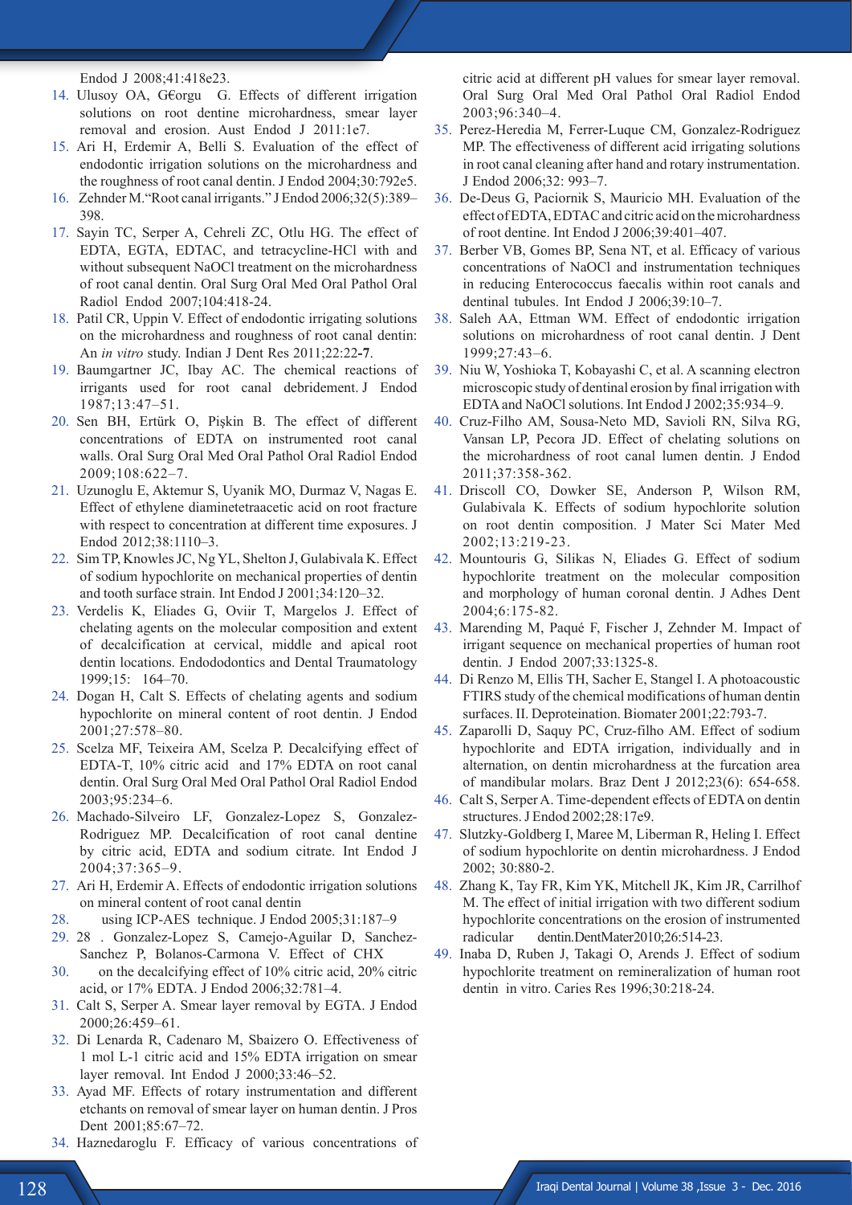Endod J 2008;41:418e23.

14. Ulusoy OA, G€orgu G. Effects of different irrigation solutions on root dentine microhardness, smear layer removal and erosion. Aust Endod J 2011:1e7.
15. Ari H, Erdemir A, Belli S. Evaluation of the effect of endodontic irrigation solutions on the microhardness and the roughness of root canal dentin. J Endod 2004;30:792e5.
16. Zehnder M."Root canal irrigants." J Endod 2006;32(5):389–398.
17. Sayin TC, Serper A, Cehreli ZC, Otlu HG. The effect of EDTA, EGTA, EDTAC, and tetracycline-HCl with and without subsequent NaOCl treatment on the microhardness of root canal dentin. Oral Surg Oral Med Oral Pathol Oral Radiol Endod 2007;104:418-24.
18. Patil CR, Uppin V. Effect of endodontic irrigating solutions on the microhardness and roughness of root canal dentin: An *in vitro* study. Indian J Dent Res 2011;22:22-**7**.
19. Baumgartner JC, Ibay AC. The chemical reactions of irrigants used for root canal debridement. J Endod 1987;13:47–51.
20. Sen BH, Ertürk O, Pişkin B. The effect of different concentrations of EDTA on instrumented root canal walls. Oral Surg Oral Med Oral Pathol Oral Radiol Endod 2009;108:622–7.
21. Uzunoglu E, Aktemur S, Uyanik MO, Durmaz V, Nagas E. Effect of ethylene diaminetetraacetic acid on root fracture with respect to concentration at different time exposures. J Endod 2012;38:1110–3.
22. Sim TP, Knowles JC, Ng YL, Shelton J, Gulabivala K. Effect of sodium hypochlorite on mechanical properties of dentin and tooth surface strain. Int Endod J 2001;34:120–32.
23. Verdelis K, Eliades G, Oviir T, Margelos J. Effect of chelating agents on the molecular composition and extent of decalcification at cervical, middle and apical root dentin locations. Endododontics and Dental Traumatology 1999;15: 164–70.
24. Dogan H, Calt S. Effects of chelating agents and sodium hypochlorite on mineral content of root dentin. J Endod 2001;27:578–80.
25. Scelza MF, Teixeira AM, Scelza P. Decalcifying effect of EDTA-T, 10% citric acid and 17% EDTA on root canal dentin. Oral Surg Oral Med Oral Pathol Oral Radiol Endod 2003;95:234–6.
26. Machado-Silveiro LF, Gonzalez-Lopez S, Gonzalez-Rodriguez MP. Decalcification of root canal dentine by citric acid, EDTA and sodium citrate. Int Endod J 2004;37:365–9.
27. Ari H, Erdemir A. Effects of endodontic irrigation solutions on mineral content of root canal dentin
28. using ICP-AES technique. J Endod 2005;31:187–9
29. 28 . Gonzalez-Lopez S, Camejo-Aguilar D, Sanchez-Sanchez P, Bolanos-Carmona V. Effect of CHX
30. on the decalcifying effect of 10% citric acid, 20% citric acid, or 17% EDTA. J Endod 2006;32:781–4.
31. Calt S, Serper A. Smear layer removal by EGTA. J Endod 2000;26:459–61.
32. Di Lenarda R, Cadenaro M, Sbaizero O. Effectiveness of 1 mol L-1 citric acid and 15% EDTA irrigation on smear layer removal. Int Endod J 2000;33:46–52.
33. Ayad MF. Effects of rotary instrumentation and different etchants on removal of smear layer on human dentin. J Pros Dent 2001;85:67–72.
34. Haznedaroglu F. Efficacy of various concentrations of citric acid at different pH values for smear layer removal. Oral Surg Oral Med Oral Pathol Oral Radiol Endod 2003;96:340–4.
35. Perez-Heredia M, Ferrer-Luque CM, Gonzalez-Rodriguez MP. The effectiveness of different acid irrigating solutions in root canal cleaning after hand and rotary instrumentation. J Endod 2006;32: 993–7.
36. De-Deus G, Paciornik S, Mauricio MH. Evaluation of the effect of EDTA, EDTAC and citric acid on the microhardness of root dentine. Int Endod J 2006;39:401–407.
37. Berber VB, Gomes BP, Sena NT, et al. Efficacy of various concentrations of NaOCl and instrumentation techniques in reducing Enterococcus faecalis within root canals and dentinal tubules. Int Endod J 2006;39:10–7.
38. Saleh AA, Ettman WM. Effect of endodontic irrigation solutions on microhardness of root canal dentin. J Dent 1999;27:43–6.
39. Niu W, Yoshioka T, Kobayashi C, et al. A scanning electron microscopic study of dentinal erosion by final irrigation with EDTA and NaOCl solutions. Int Endod J 2002;35:934–9.
40. Cruz-Filho AM, Sousa-Neto MD, Savioli RN, Silva RG, Vansan LP, Pecora JD. Effect of chelating solutions on the microhardness of root canal lumen dentin. J Endod 2011;37:358-362.
41. Driscoll CO, Dowker SE, Anderson P, Wilson RM, Gulabivala K. Effects of sodium hypochlorite solution on root dentin composition. J Mater Sci Mater Med 2002;13:219-23.
42. Mountouris G, Silikas N, Eliades G. Effect of sodium hypochlorite treatment on the molecular composition and morphology of human coronal dentin. J Adhes Dent 2004;6:175-82.
43. Marending M, Paqué F, Fischer J, Zehnder M. Impact of irrigant sequence on mechanical properties of human root dentin. J Endod 2007;33:1325-8.
44. Di Renzo M, Ellis TH, Sacher E, Stangel I. A photoacoustic FTIRS study of the chemical modifications of human dentin surfaces. II. Deproteination. Biomater 2001;22:793-7.
45. Zaparolli D, Saquy PC, Cruz-filho AM. Effect of sodium hypochlorite and EDTA irrigation, individually and in alternation, on dentin microhardness at the furcation area of mandibular molars. Braz Dent J 2012;23(6): 654-658.
46. Calt S, Serper A. Time-dependent effects of EDTA on dentin structures. J Endod 2002;28:17e9.
47. Slutzky-Goldberg I, Maree M, Liberman R, Heling I. Effect of sodium hypochlorite on dentin microhardness. J Endod 2002; 30:880-2.
48. Zhang K, Tay FR, Kim YK, Mitchell JK, Kim JR, Carrilhof M. The effect of initial irrigation with two different sodium hypochlorite concentrations on the erosion of instrumented radicular dentin.DentMater2010;26:514-23.
49. Inaba D, Ruben J, Takagi O, Arends J. Effect of sodium hypochlorite treatment on remineralization of human root dentin in vitro. Caries Res 1996;30:218-24.